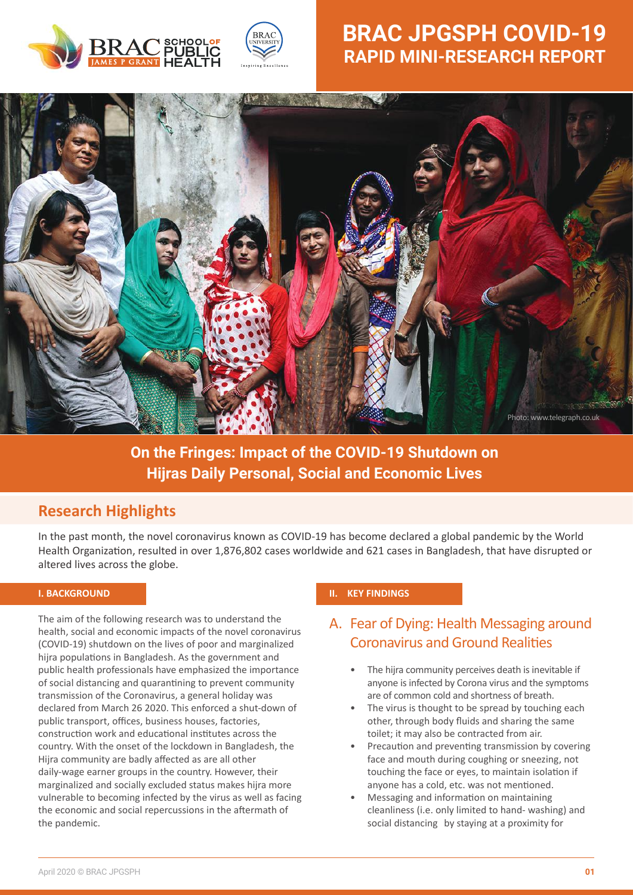# BRAC JPGSPH COVID-19 RAPID MINI-RESEARCH REPORT

Photo: www.telegraph.co.uk

## On the Fringes: Impact of the COVID-19 Shutdown on Hijras Daily Personal, Social and Economic Lives

## Research Highlights

In the past month, the novel coronavirus known as COVID-19 has become declared a global pandemic by the World Health Organization, resulted in over 1,876,802 cases worldwide and 621 cases in Bangladesh, that have disrupted or altered lives across the globe.

### I. BACKGROUND

The aim of the following research was to understand the health, social and economic impacts of the novel coronavirus (COVID-19) shutdown on the lives of poor and marginalized hijra populations in Bangladesh. As the government and public health professionals have emphasized the importance of social distancing and quarantining to prevent community transmission of the Coronavirus, a general holiday was declared from March 26 2020. This enforced a shut-down of public transport, offices, business houses, factories, construction work and educational institutes across the country. With the onset of the lockdown in Bangladesh, the Hijra community are badly affected as are all other daily-wage earner groups in the country. However, their marginalized and socially excluded status makes hijra more vulnerable to becoming infected by the virus as well as facing the economic and social repercussions in the aftermath of the pandemic.

### II. KEY FINDINGS

### A. Fear of Dying: Health Messaging around Coronavirus and Ground Realities

- The hijra community perceives death is inevitable if anyone is infected by Corona virus and the symptoms are of common cold and shortness of breath.
- The virus is thought to be spread by touching each other, through body fluids and sharing the same toilet; it may also be contracted from air.
- Precaution and preventing transmission by covering face and mouth during coughing or sneezing, not touching the face or eyes, to maintain isolation if anyone has a cold, etc. was not mentioned.
- Messaging and information on maintaining cleanliness (i.e. only limited to hand- washing) and social distancing by staying at a proximity for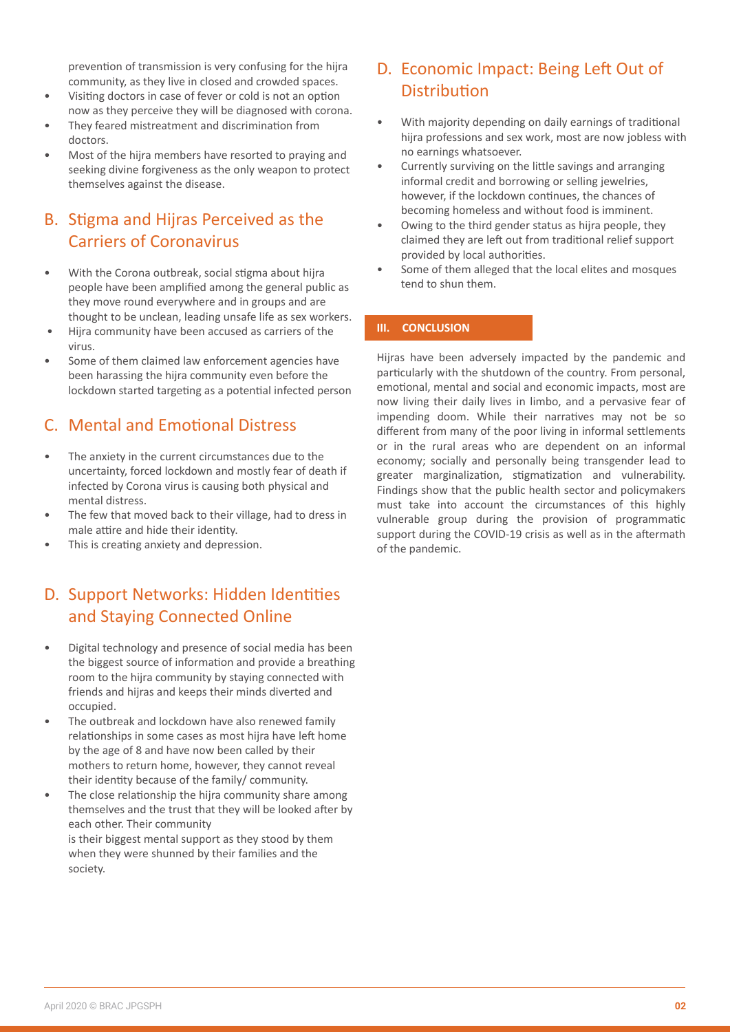prevention of transmission is very confusing for the hijra community, as they live in closed and crowded spaces.

- Visiting doctors in case of fever or cold is not an option now as they perceive they will be diagnosed with corona.
- They feared mistreatment and discrimination from doctors.
- Most of the hijra members have resorted to praying and seeking divine forgiveness as the only weapon to protect themselves against the disease.

## B. Stigma and Hijras Perceived as the Carriers of Coronavirus

- With the Corona outbreak, social stigma about hijra people have been amplified among the general public as they move round everywhere and in groups and are thought to be unclean, leading unsafe life as sex workers.
- Hijra community have been accused as carriers of the virus.
- Some of them claimed law enforcement agencies have been harassing the hijra community even before the lockdown started targeting as a potential infected person

## C. Mental and Emotional Distress

- The anxiety in the current circumstances due to the uncertainty, forced lockdown and mostly fear of death if infected by Corona virus is causing both physical and mental distress.
- The few that moved back to their village, had to dress in male attire and hide their identity.
- This is creating anxiety and depression.

## D. Support Networks: Hidden Identities and Staying Connected Online

- Digital technology and presence of social media has been the biggest source of information and provide a breathing room to the hijra community by staying connected with friends and hijras and keeps their minds diverted and occupied.
- The outbreak and lockdown have also renewed family relationships in some cases as most hijra have left home by the age of 8 and have now been called by their mothers to return home, however, they cannot reveal their identity because of the family/ community.
- The close relationship the hijra community share among themselves and the trust that they will be looked after by each other. Their community is their biggest mental support as they stood by them when they were shunned by their families and the society.

## D. Economic Impact: Being Left Out of Distribution

- With majority depending on daily earnings of traditional hijra professions and sex work, most are now jobless with no earnings whatsoever.
- Currently surviving on the little savings and arranging informal credit and borrowing or selling jewelries, however, if the lockdown continues, the chances of becoming homeless and without food is imminent.
- Owing to the third gender status as hijra people, they claimed they are left out from traditional relief support provided by local authorities.
- Some of them alleged that the local elites and mosques tend to shun them.

## III. CONCLUSION

Hijras have been adversely impacted by the pandemic and particularly with the shutdown of the country. From personal, emotional, mental and social and economic impacts, most are now living their daily lives in limbo, and a pervasive fear of impending doom. While their narratives may not be so different from many of the poor living in informal settlements or in the rural areas who are dependent on an informal economy; socially and personally being transgender lead to greater marginalization, stigmatization and vulnerability. Findings show that the public health sector and policymakers must take into account the circumstances of this highly vulnerable group during the provision of programmatic support during the COVID-19 crisis as well as in the aftermath of the pandemic.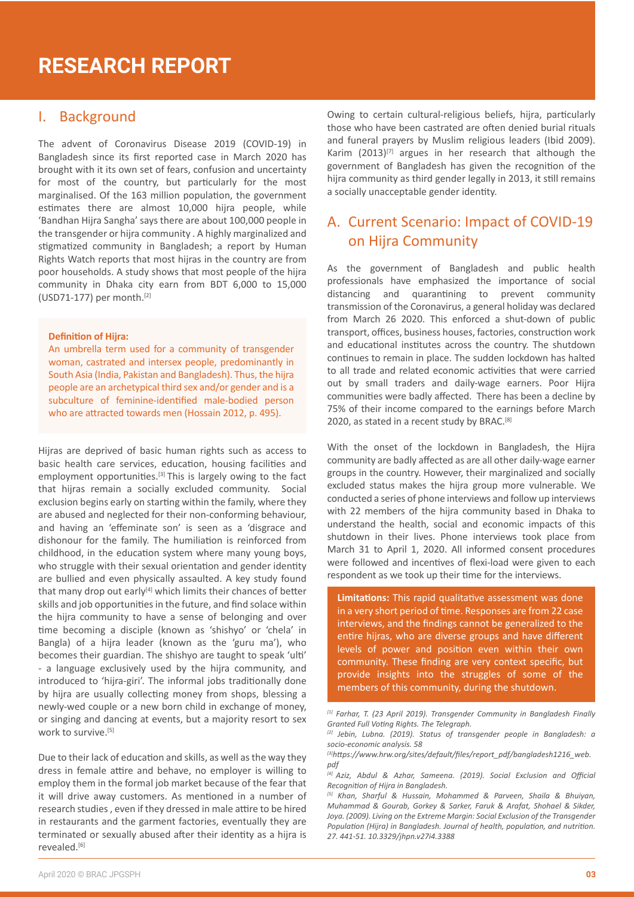# RESEARCH REPORT

## I. Background

The advent of Coronavirus Disease 2019 (COVID-19) in Bangladesh since its first reported case in March 2020 has brought with it its own set of fears, confusion and uncertainty for most of the country, but particularly for the most marginalised. Of the 163 million population, the government estimates there are almost 10,000 hijra people, while 'Bandhan Hijra Sangha' says there are about 100,000 people in the transgender or hijra community . A highly marginalized and stigmatized community in Bangladesh; a report by Human Rights Watch reports that most hijras in the country are from poor households. A study shows that most people of the hijra community in Dhaka city earn from BDT 6,000 to 15,000 (USD71-177) per month.[2]

**Definition of Hijra:**

An umbrella term used for a community of transgender woman, castrated and intersex people, predominantly in South Asia (India, Pakistan and Bangladesh). Thus, the hijra people are an archetypical third sex and/or gender and is a subculture of feminine-identified male-bodied person who are attracted towards men (Hossain 2012, p. 495).

Hijras are deprived of basic human rights such as access to basic health care services, education, housing facilities and employment opportunities.[3] This is largely owing to the fact that hijras remain a socially excluded community. Social exclusion begins early on starting within the family, where they are abused and neglected for their non-conforming behaviour, and having an 'effeminate son' is seen as a 'disgrace and dishonour for the family. The humiliation is reinforced from childhood, in the education system where many young boys, who struggle with their sexual orientation and gender identity are bullied and even physically assaulted. A key study found that many drop out early[4] which limits their chances of better skills and job opportunities in the future, and find solace within the hijra community to have a sense of belonging and over time becoming a disciple (known as 'shishyo' or 'chela' in Bangla) of a hijra leader (known as the 'guru ma'), who becomes their guardian. The shishyo are taught to speak 'ulti' - a language exclusively used by the hijra community, and introduced to 'hijra-giri'. The informal jobs traditionally done by hijra are usually collecting money from shops, blessing a newly-wed couple or a new born child in exchange of money, or singing and dancing at events, but a majority resort to sex work to survive.[5]

Due to their lack of education and skills, as well as the way they dress in female attire and behave, no employer is willing to employ them in the formal job market because of the fear that it will drive away customers. As mentioned in a number of research studies , even if they dressed in male attire to be hired in restaurants and the garment factories, eventually they are terminated or sexually abused after their identity as a hijra is revealed.[6]

Owing to certain cultural-religious beliefs, hijra, particularly those who have been castrated are often denied burial rituals and funeral prayers by Muslim religious leaders (Ibid 2009). Karim (2013)[7] argues in her research that although the government of Bangladesh has given the recognition of the hijra community as third gender legally in 2013, it still remains a socially unacceptable gender identity.

## A. Current Scenario: Impact of COVID-19 on Hijra Community

As the government of Bangladesh and public health professionals have emphasized the importance of social distancing and quarantining to prevent community transmission of the Coronavirus, a general holiday was declared from March 26 2020. This enforced a shut-down of public transport, offices, business houses, factories, construction work and educational institutes across the country. The shutdown continues to remain in place. The sudden lockdown has halted to all trade and related economic activities that were carried out by small traders and daily-wage earners. Poor Hijra communities were badly affected. There has been a decline by 75% of their income compared to the earnings before March 2020, as stated in a recent study by BRAC.[8]

With the onset of the lockdown in Bangladesh, the Hijra community are badly affected as are all other daily-wage earner groups in the country. However, their marginalized and socially excluded status makes the hijra group more vulnerable. We conducted a series of phone interviews and follow up interviews with 22 members of the hijra community based in Dhaka to understand the health, social and economic impacts of this shutdown in their lives. Phone interviews took place from March 31 to April 1, 2020. All informed consent procedures were followed and incentives of flexi-load were given to each respondent as we took up their time for the interviews.

**Limitations:** This rapid qualitative assessment was done in a very short period of time. Responses are from 22 case interviews, and the findings cannot be generalized to the entire hijras, who are diverse groups and have different levels of power and position even within their own community. These finding are very context specific, but provide insights into the struggles of some of the members of this community, during the shutdown.

---

[1] *Farhar, T. (23 April 2019). Transgender Community in Bangladesh Finally Granted Full Voting Rights. The Telegraph.*

[2] *Jebin, Lubna. (2019). Status of transgender people in Bangladesh: a socio-economic analysis. 58*

[3] *https://www.hrw.org/sites/default/files/report_pdf/bangladesh1216_web.pdf*

[4] *Aziz, Abdul & Azhar, Sameena. (2019). Social Exclusion and Official Recognition of Hijra in Bangladesh.*

[5] *Khan, Sharful & Hussain, Mohammed & Parveen, Shaila & Bhuiyan, Muhammad & Gourab, Gorkey & Sarker, Faruk & Arafat, Shohael & Sikder, Joya. (2009). Living on the Extreme Margin: Social Exclusion of the Transgender Population (Hijra) in Bangladesh. Journal of health, population, and nutrition. 27. 441-51. 10.3329/jhpn.v27i4.3388*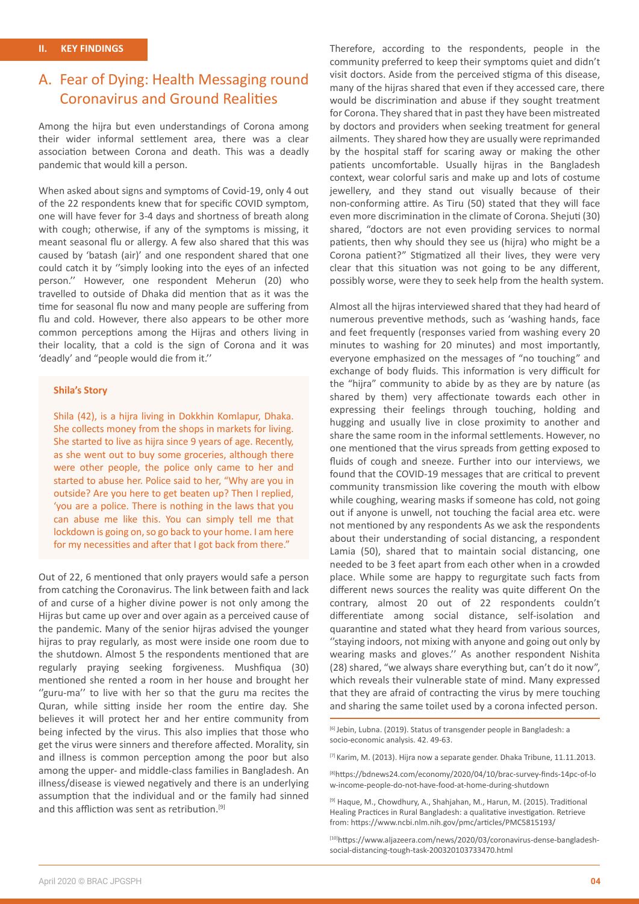## II. KEY FINDINGS

## A. Fear of Dying: Health Messaging round Coronavirus and Ground Realities

Among the hijra but even understandings of Corona among their wider informal settlement area, there was a clear association between Corona and death. This was a deadly pandemic that would kill a person.

When asked about signs and symptoms of Covid-19, only 4 out of the 22 respondents knew that for specific COVID symptom, one will have fever for 3-4 days and shortness of breath along with cough; otherwise, if any of the symptoms is missing, it meant seasonal flu or allergy. A few also shared that this was caused by 'batash (air)' and one respondent shared that one could catch it by ''simply looking into the eyes of an infected person.'' However, one respondent Meherun (20) who travelled to outside of Dhaka did mention that as it was the time for seasonal flu now and many people are suffering from flu and cold. However, there also appears to be other more common perceptions among the Hijras and others living in their locality, that a cold is the sign of Corona and it was 'deadly' and "people would die from it.''

**Shila's Story**

Shila (42), is a hijra living in Dokkhin Komlapur, Dhaka. She collects money from the shops in markets for living. She started to live as hijra since 9 years of age. Recently, as she went out to buy some groceries, although there were other people, the police only came to her and started to abuse her. Police said to her, "Why are you in outside? Are you here to get beaten up? Then I replied, 'you are a police. There is nothing in the laws that you can abuse me like this. You can simply tell me that lockdown is going on, so go back to your home. I am here for my necessities and after that I got back from there."

Out of 22, 6 mentioned that only prayers would safe a person from catching the Coronavirus. The link between faith and lack of and curse of a higher divine power is not only among the Hijras but came up over and over again as a perceived cause of the pandemic. Many of the senior hijras advised the younger hijras to pray regularly, as most were inside one room due to the shutdown. Almost 5 the respondents mentioned that are regularly praying seeking forgiveness. Mushfiqua (30) mentioned she rented a room in her house and brought her ''guru-ma'' to live with her so that the guru ma recites the Quran, while sitting inside her room the entire day. She believes it will protect her and her entire community from being infected by the virus. This also implies that those who get the virus were sinners and therefore affected. Morality, sin and illness is common perception among the poor but also among the upper- and middle-class families in Bangladesh. An illness/disease is viewed negatively and there is an underlying assumption that the individual and or the family had sinned and this affliction was sent as retribution.[9]

Therefore, according to the respondents, people in the community preferred to keep their symptoms quiet and didn't visit doctors. Aside from the perceived stigma of this disease, many of the hijras shared that even if they accessed care, there would be discrimination and abuse if they sought treatment for Corona. They shared that in past they have been mistreated by doctors and providers when seeking treatment for general ailments. They shared how they are usually were reprimanded by the hospital staff for scaring away or making the other patients uncomfortable. Usually hijras in the Bangladesh context, wear colorful saris and make up and lots of costume jewellery, and they stand out visually because of their non-conforming attire. As Tiru (50) stated that they will face even more discrimination in the climate of Corona. Shejuti (30) shared, "doctors are not even providing services to normal patients, then why should they see us (hijra) who might be a Corona patient?" Stigmatized all their lives, they were very clear that this situation was not going to be any different, possibly worse, were they to seek help from the health system.

Almost all the hijras interviewed shared that they had heard of numerous preventive methods, such as 'washing hands, face and feet frequently (responses varied from washing every 20 minutes to washing for 20 minutes) and most importantly, everyone emphasized on the messages of "no touching" and exchange of body fluids. This information is very difficult for the "hijra" community to abide by as they are by nature (as shared by them) very affectionate towards each other in expressing their feelings through touching, holding and hugging and usually live in close proximity to another and share the same room in the informal settlements. However, no one mentioned that the virus spreads from getting exposed to fluids of cough and sneeze. Further into our interviews, we found that the COVID-19 messages that are critical to prevent community transmission like covering the mouth with elbow while coughing, wearing masks if someone has cold, not going out if anyone is unwell, not touching the facial area etc. were not mentioned by any respondents As we ask the respondents about their understanding of social distancing, a respondent Lamia (50), shared that to maintain social distancing, one needed to be 3 feet apart from each other when in a crowded place. While some are happy to regurgitate such facts from different news sources the reality was quite different On the contrary, almost 20 out of 22 respondents couldn't differentiate among social distance, self-isolation and quarantine and stated what they heard from various sources, ''staying indoors, not mixing with anyone and going out only by wearing masks and gloves.'' As another respondent Nishita (28) shared, "we always share everything but, can't do it now", which reveals their vulnerable state of mind. Many expressed that they are afraid of contracting the virus by mere touching and sharing the same toilet used by a corona infected person.

---

[6] Jebin, Lubna. (2019). Status of transgender people in Bangladesh: a socio-economic analysis. 42. 49-63.

[7] Karim, M. (2013). Hijra now a separate gender. Dhaka Tribune, 11.11.2013.

[8] https://bdnews24.com/economy/2020/04/10/brac-survey-finds-14pc-of-low-income-people-do-not-have-food-at-home-during-shutdown

[9] Haque, M., Chowdhury, A., Shahjahan, M., Harun, M. (2015). Traditional Healing Practices in Rural Bangladesh: a qualitative investigation. Retrieve from: https://www.ncbi.nlm.nih.gov/pmc/articles/PMC5815193/

[10] https://www.aljazeera.com/news/2020/03/coronavirus-dense-bangladesh-social-distancing-tough-task-200320103733470.html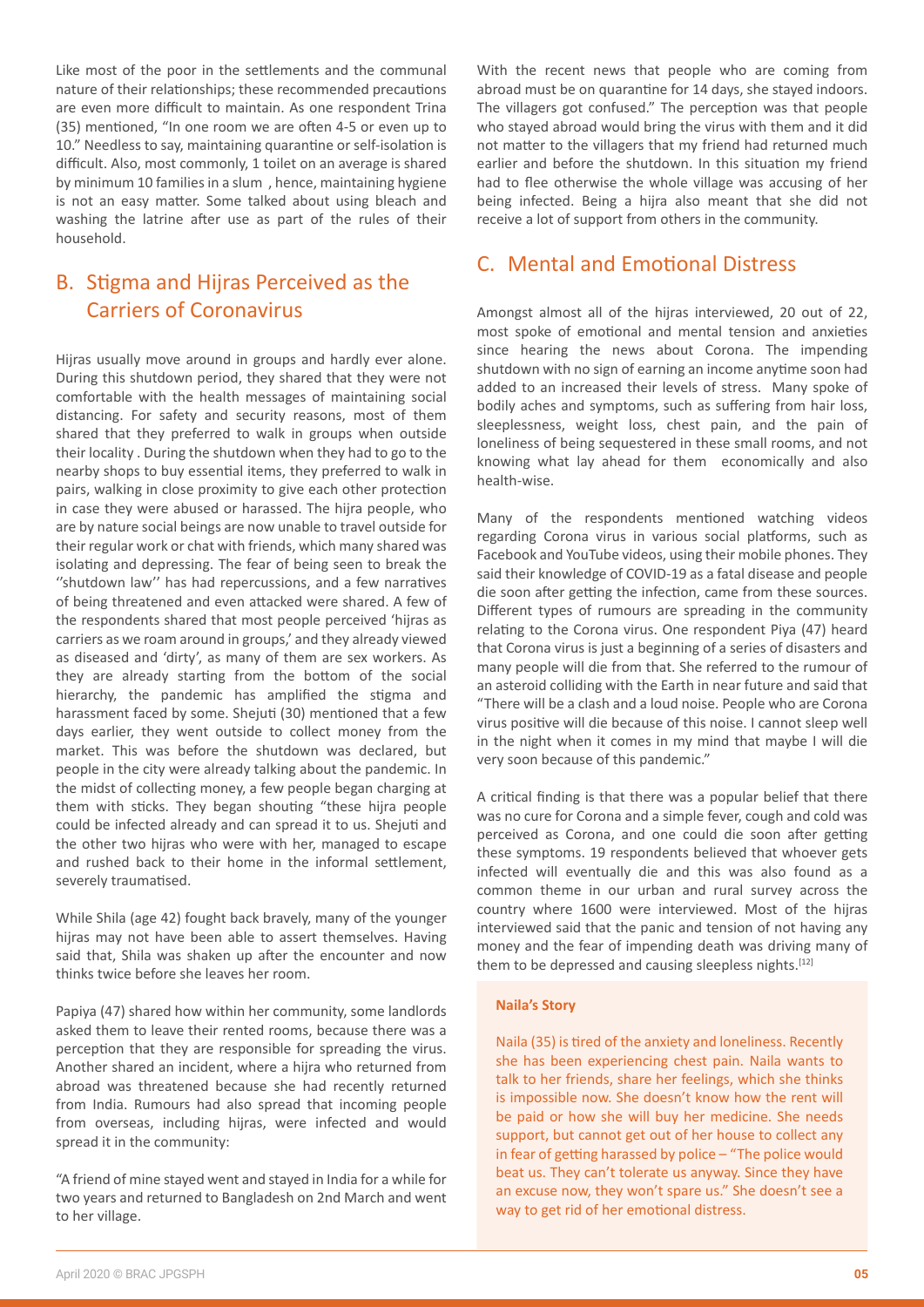Like most of the poor in the settlements and the communal nature of their relationships; these recommended precautions are even more difficult to maintain. As one respondent Trina (35) mentioned, "In one room we are often 4-5 or even up to 10." Needless to say, maintaining quarantine or self-isolation is difficult. Also, most commonly, 1 toilet on an average is shared by minimum 10 families in a slum , hence, maintaining hygiene is not an easy matter. Some talked about using bleach and washing the latrine after use as part of the rules of their household.

## B. Stigma and Hijras Perceived as the Carriers of Coronavirus

Hijras usually move around in groups and hardly ever alone. During this shutdown period, they shared that they were not comfortable with the health messages of maintaining social distancing. For safety and security reasons, most of them shared that they preferred to walk in groups when outside their locality . During the shutdown when they had to go to the nearby shops to buy essential items, they preferred to walk in pairs, walking in close proximity to give each other protection in case they were abused or harassed. The hijra people, who are by nature social beings are now unable to travel outside for their regular work or chat with friends, which many shared was isolating and depressing. The fear of being seen to break the ''shutdown law'' has had repercussions, and a few narratives of being threatened and even attacked were shared. A few of the respondents shared that most people perceived 'hijras as carriers as we roam around in groups,' and they already viewed as diseased and 'dirty', as many of them are sex workers. As they are already starting from the bottom of the social hierarchy, the pandemic has amplified the stigma and harassment faced by some. Shejuti (30) mentioned that a few days earlier, they went outside to collect money from the market. This was before the shutdown was declared, but people in the city were already talking about the pandemic. In the midst of collecting money, a few people began charging at them with sticks. They began shouting "these hijra people could be infected already and can spread it to us. Shejuti and the other two hijras who were with her, managed to escape and rushed back to their home in the informal settlement, severely traumatised.

While Shila (age 42) fought back bravely, many of the younger hijras may not have been able to assert themselves. Having said that, Shila was shaken up after the encounter and now thinks twice before she leaves her room.

Papiya (47) shared how within her community, some landlords asked them to leave their rented rooms, because there was a perception that they are responsible for spreading the virus. Another shared an incident, where a hijra who returned from abroad was threatened because she had recently returned from India. Rumours had also spread that incoming people from overseas, including hijras, were infected and would spread it in the community:

"A friend of mine stayed went and stayed in India for a while for two years and returned to Bangladesh on 2nd March and went to her village. With the recent news that people who are coming from abroad must be on quarantine for 14 days, she stayed indoors. The villagers got confused." The perception was that people who stayed abroad would bring the virus with them and it did not matter to the villagers that my friend had returned much earlier and before the shutdown. In this situation my friend had to flee otherwise the whole village was accusing of her being infected. Being a hijra also meant that she did not receive a lot of support from others in the community.

## C. Mental and Emotional Distress

Amongst almost all of the hijras interviewed, 20 out of 22, most spoke of emotional and mental tension and anxieties since hearing the news about Corona. The impending shutdown with no sign of earning an income anytime soon had added to an increased their levels of stress. Many spoke of bodily aches and symptoms, such as suffering from hair loss, sleeplessness, weight loss, chest pain, and the pain of loneliness of being sequestered in these small rooms, and not knowing what lay ahead for them economically and also health-wise.

Many of the respondents mentioned watching videos regarding Corona virus in various social platforms, such as Facebook and YouTube videos, using their mobile phones. They said their knowledge of COVID-19 as a fatal disease and people die soon after getting the infection, came from these sources. Different types of rumours are spreading in the community relating to the Corona virus. One respondent Piya (47) heard that Corona virus is just a beginning of a series of disasters and many people will die in near future. She referred to the rumour of an asteroid colliding with the Earth in near future and said that "There will be a clash and a loud noise. People who are Corona virus positive will die because of this noise. I cannot sleep well in the night when it comes in my mind that maybe I will die very soon because of this pandemic."

A critical finding is that there was a popular belief that there was no cure for Corona and a simple fever, cough and cold was perceived as Corona, and one could die soon after getting these symptoms. 19 respondents believed that whoever gets infected will eventually die and this was also found as a common theme in our urban and rural survey across the country where 1600 were interviewed. Most of the hijras interviewed said that the panic and tension of not having any money and the fear of impending death was driving many of them to be depressed and causing sleepless nights.[12]

**Naila's Story**

Naila (35) is tired of the anxiety and loneliness. Recently she has been experiencing chest pain. Naila wants to talk to her friends, share her feelings, which she thinks is impossible now. She doesn't know how the rent will be paid or how she will buy her medicine. She needs support, but cannot get out of her house to collect any in fear of getting harassed by police – "The police would beat us. They can't tolerate us anyway. Since they have an excuse now, they won't spare us." She doesn't see a way to get rid of her emotional distress.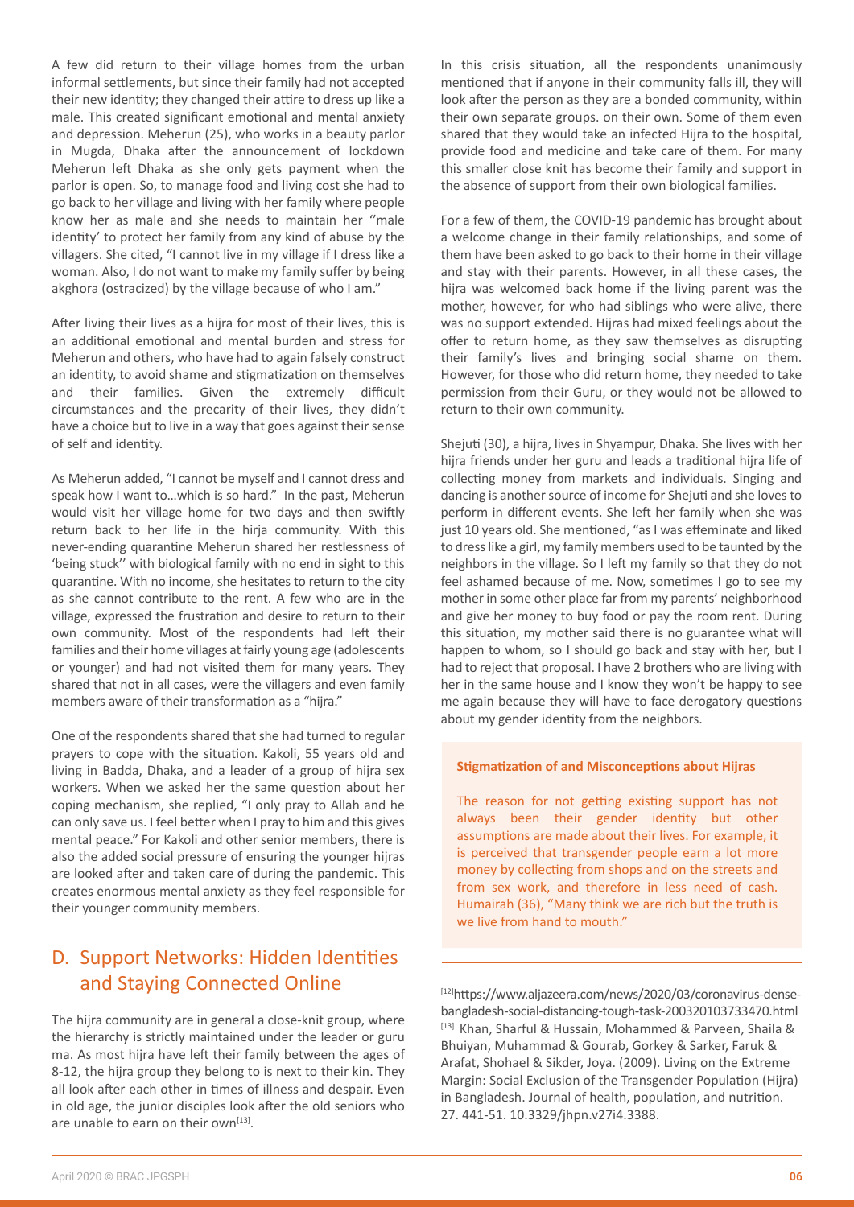A few did return to their village homes from the urban informal settlements, but since their family had not accepted their new identity; they changed their attire to dress up like a male. This created significant emotional and mental anxiety and depression. Meherun (25), who works in a beauty parlor in Mugda, Dhaka after the announcement of lockdown Meherun left Dhaka as she only gets payment when the parlor is open. So, to manage food and living cost she had to go back to her village and living with her family where people know her as male and she needs to maintain her ''male identity' to protect her family from any kind of abuse by the villagers. She cited, "I cannot live in my village if I dress like a woman. Also, I do not want to make my family suffer by being akghora (ostracized) by the village because of who I am."

After living their lives as a hijra for most of their lives, this is an additional emotional and mental burden and stress for Meherun and others, who have had to again falsely construct an identity, to avoid shame and stigmatization on themselves and their families. Given the extremely difficult circumstances and the precarity of their lives, they didn't have a choice but to live in a way that goes against their sense of self and identity.

As Meherun added, "I cannot be myself and I cannot dress and speak how I want to…which is so hard." In the past, Meherun would visit her village home for two days and then swiftly return back to her life in the hirja community. With this never-ending quarantine Meherun shared her restlessness of 'being stuck'' with biological family with no end in sight to this quarantine. With no income, she hesitates to return to the city as she cannot contribute to the rent. A few who are in the village, expressed the frustration and desire to return to their own community. Most of the respondents had left their families and their home villages at fairly young age (adolescents or younger) and had not visited them for many years. They shared that not in all cases, were the villagers and even family members aware of their transformation as a "hijra."

One of the respondents shared that she had turned to regular prayers to cope with the situation. Kakoli, 55 years old and living in Badda, Dhaka, and a leader of a group of hijra sex workers. When we asked her the same question about her coping mechanism, she replied, "I only pray to Allah and he can only save us. I feel better when I pray to him and this gives mental peace." For Kakoli and other senior members, there is also the added social pressure of ensuring the younger hijras are looked after and taken care of during the pandemic. This creates enormous mental anxiety as they feel responsible for their younger community members.

## D. Support Networks: Hidden Identities and Staying Connected Online

The hijra community are in general a close-knit group, where the hierarchy is strictly maintained under the leader or guru ma. As most hijra have left their family between the ages of 8-12, the hijra group they belong to is next to their kin. They all look after each other in times of illness and despair. Even in old age, the junior disciples look after the old seniors who are unable to earn on their own[13].

In this crisis situation, all the respondents unanimously mentioned that if anyone in their community falls ill, they will look after the person as they are a bonded community, within their own separate groups. on their own. Some of them even shared that they would take an infected Hijra to the hospital, provide food and medicine and take care of them. For many this smaller close knit has become their family and support in the absence of support from their own biological families.

For a few of them, the COVID-19 pandemic has brought about a welcome change in their family relationships, and some of them have been asked to go back to their home in their village and stay with their parents. However, in all these cases, the hijra was welcomed back home if the living parent was the mother, however, for who had siblings who were alive, there was no support extended. Hijras had mixed feelings about the offer to return home, as they saw themselves as disrupting their family's lives and bringing social shame on them. However, for those who did return home, they needed to take permission from their Guru, or they would not be allowed to return to their own community.

Shejuti (30), a hijra, lives in Shyampur, Dhaka. She lives with her hijra friends under her guru and leads a traditional hijra life of collecting money from markets and individuals. Singing and dancing is another source of income for Shejuti and she loves to perform in different events. She left her family when she was just 10 years old. She mentioned, "as I was effeminate and liked to dress like a girl, my family members used to be taunted by the neighbors in the village. So I left my family so that they do not feel ashamed because of me. Now, sometimes I go to see my mother in some other place far from my parents' neighborhood and give her money to buy food or pay the room rent. During this situation, my mother said there is no guarantee what will happen to whom, so I should go back and stay with her, but I had to reject that proposal. I have 2 brothers who are living with her in the same house and I know they won't be happy to see me again because they will have to face derogatory questions about my gender identity from the neighbors.

**Stigmatization of and Misconceptions about Hijras**

The reason for not getting existing support has not always been their gender identity but other assumptions are made about their lives. For example, it is perceived that transgender people earn a lot more money by collecting from shops and on the streets and from sex work, and therefore in less need of cash. Humairah (36), "Many think we are rich but the truth is we live from hand to mouth."

---

[12] https://www.aljazeera.com/news/2020/03/coronavirus-dense-bangladesh-social-distancing-tough-task-200320103733470.html

[13] Khan, Sharful & Hussain, Mohammed & Parveen, Shaila & Bhuiyan, Muhammad & Gourab, Gorkey & Sarker, Faruk & Arafat, Shohael & Sikder, Joya. (2009). Living on the Extreme Margin: Social Exclusion of the Transgender Population (Hijra) in Bangladesh. Journal of health, population, and nutrition. 27. 441-51. 10.3329/jhpn.v27i4.3388.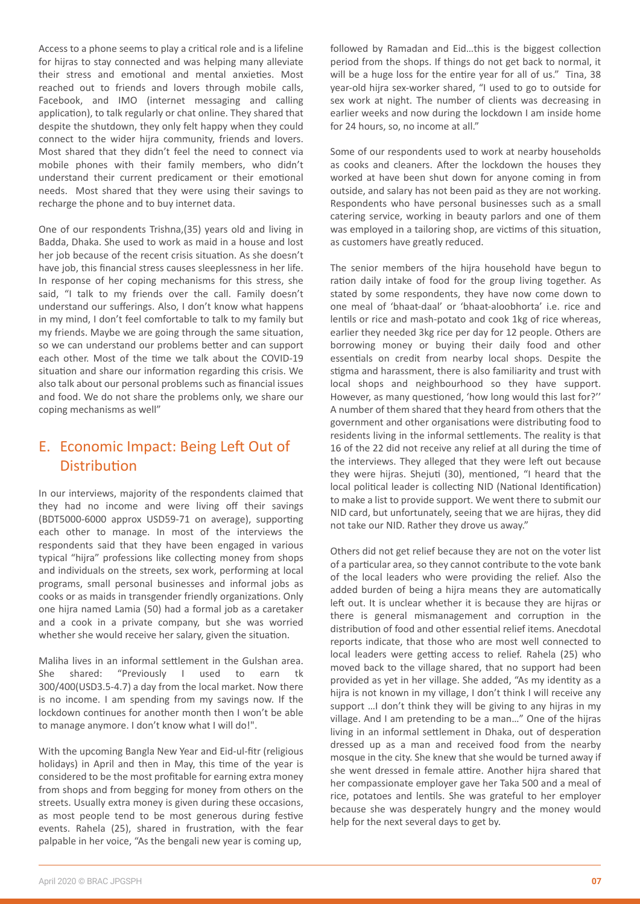Access to a phone seems to play a critical role and is a lifeline for hijras to stay connected and was helping many alleviate their stress and emotional and mental anxieties. Most reached out to friends and lovers through mobile calls, Facebook, and IMO (internet messaging and calling application), to talk regularly or chat online. They shared that despite the shutdown, they only felt happy when they could connect to the wider hijra community, friends and lovers. Most shared that they didn't feel the need to connect via mobile phones with their family members, who didn't understand their current predicament or their emotional needs. Most shared that they were using their savings to recharge the phone and to buy internet data.

One of our respondents Trishna,(35) years old and living in Badda, Dhaka. She used to work as maid in a house and lost her job because of the recent crisis situation. As she doesn't have job, this financial stress causes sleeplessness in her life. In response of her coping mechanisms for this stress, she said, "I talk to my friends over the call. Family doesn't understand our sufferings. Also, I don't know what happens in my mind, I don't feel comfortable to talk to my family but my friends. Maybe we are going through the same situation, so we can understand our problems better and can support each other. Most of the time we talk about the COVID-19 situation and share our information regarding this crisis. We also talk about our personal problems such as financial issues and food. We do not share the problems only, we share our coping mechanisms as well"

## E. Economic Impact: Being Left Out of Distribution

In our interviews, majority of the respondents claimed that they had no income and were living off their savings (BDT5000-6000 approx USD59-71 on average), supporting each other to manage. In most of the interviews the respondents said that they have been engaged in various typical "hijra" professions like collecting money from shops and individuals on the streets, sex work, performing at local programs, small personal businesses and informal jobs as cooks or as maids in transgender friendly organizations. Only one hijra named Lamia (50) had a formal job as a caretaker and a cook in a private company, but she was worried whether she would receive her salary, given the situation.

Maliha lives in an informal settlement in the Gulshan area. She shared: "Previously I used to earn tk 300/400(USD3.5-4.7) a day from the local market. Now there is no income. I am spending from my savings now. If the lockdown continues for another month then I won't be able to manage anymore. I don't know what I will do!".

With the upcoming Bangla New Year and Eid-ul-fitr (religious holidays) in April and then in May, this time of the year is considered to be the most profitable for earning extra money from shops and from begging for money from others on the streets. Usually extra money is given during these occasions, as most people tend to be most generous during festive events. Rahela (25), shared in frustration, with the fear palpable in her voice, "As the bengali new year is coming up, followed by Ramadan and Eid…this is the biggest collection period from the shops. If things do not get back to normal, it will be a huge loss for the entire year for all of us." Tina, 38 year-old hijra sex-worker shared, "I used to go to outside for sex work at night. The number of clients was decreasing in earlier weeks and now during the lockdown I am inside home for 24 hours, so, no income at all."

Some of our respondents used to work at nearby households as cooks and cleaners. After the lockdown the houses they worked at have been shut down for anyone coming in from outside, and salary has not been paid as they are not working. Respondents who have personal businesses such as a small catering service, working in beauty parlors and one of them was employed in a tailoring shop, are victims of this situation, as customers have greatly reduced.

The senior members of the hijra household have begun to ration daily intake of food for the group living together. As stated by some respondents, they have now come down to one meal of 'bhaat-daal' or 'bhaat-aloobhorta' i.e. rice and lentils or rice and mash-potato and cook 1kg of rice whereas, earlier they needed 3kg rice per day for 12 people. Others are borrowing money or buying their daily food and other essentials on credit from nearby local shops. Despite the stigma and harassment, there is also familiarity and trust with local shops and neighbourhood so they have support. However, as many questioned, 'how long would this last for?'' A number of them shared that they heard from others that the government and other organisations were distributing food to residents living in the informal settlements. The reality is that 16 of the 22 did not receive any relief at all during the time of the interviews. They alleged that they were left out because they were hijras. Shejuti (30), mentioned, "I heard that the local political leader is collecting NID (National Identification) to make a list to provide support. We went there to submit our NID card, but unfortunately, seeing that we are hijras, they did not take our NID. Rather they drove us away."

Others did not get relief because they are not on the voter list of a particular area, so they cannot contribute to the vote bank of the local leaders who were providing the relief. Also the added burden of being a hijra means they are automatically left out. It is unclear whether it is because they are hijras or there is general mismanagement and corruption in the distribution of food and other essential relief items. Anecdotal reports indicate, that those who are most well connected to local leaders were getting access to relief. Rahela (25) who moved back to the village shared, that no support had been provided as yet in her village. She added, "As my identity as a hijra is not known in my village, I don't think I will receive any support …I don't think they will be giving to any hijras in my village. And I am pretending to be a man…" One of the hijras living in an informal settlement in Dhaka, out of desperation dressed up as a man and received food from the nearby mosque in the city. She knew that she would be turned away if she went dressed in female attire. Another hijra shared that her compassionate employer gave her Taka 500 and a meal of rice, potatoes and lentils. She was grateful to her employer because she was desperately hungry and the money would help for the next several days to get by.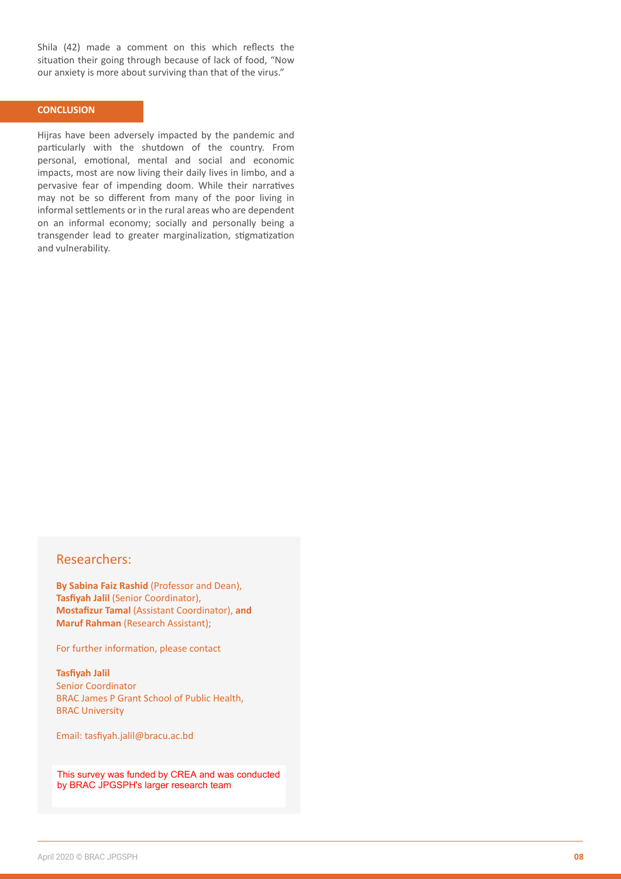Shila (42) made a comment on this which reflects the situation their going through because of lack of food, "Now our anxiety is more about surviving than that of the virus."

## CONCLUSION

Hijras have been adversely impacted by the pandemic and particularly with the shutdown of the country. From personal, emotional, mental and social and economic impacts, most are now living their daily lives in limbo, and a pervasive fear of impending doom. While their narratives may not be so different from many of the poor living in informal settlements or in the rural areas who are dependent on an informal economy; socially and personally being a transgender lead to greater marginalization, stigmatization and vulnerability.

## Researchers:

**By Sabina Faiz Rashid** (Professor and Dean), **Tasfiyah Jalil** (Senior Coordinator), **Mostafizur Tamal** (Assistant Coordinator), **and Maruf Rahman** (Research Assistant);

For further information, please contact

**Tasfiyah Jalil**
Senior Coordinator
BRAC James P Grant School of Public Health,
BRAC University

Email: tasfiyah.jalil@bracu.ac.bd

This survey was funded by CREA and was conducted by BRAC JPGSPH's larger research team

April 2020 © BRAC JPGSPH